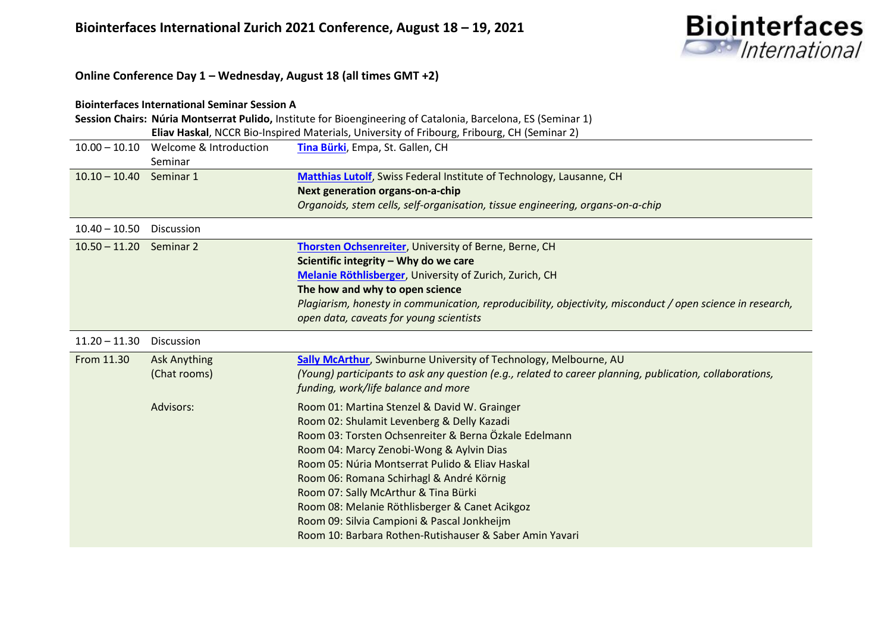# Biointerfaces International Zurich 2021 Conference, August 18 – 19, 2021

## Online Conference Day 1 – Wednesday, August 18 (all times GMT +2)

**Biointerfaces International Seminar Session A**

**Session Chairs: Núria Montserrat Pulido,** Institute for Bioengineering of Catalonia, Barcelona, ES (Seminar 1)
**Eliav Haskal**, NCCR Bio-Inspired Materials, University of Fribourg, Fribourg, CH (Seminar 2)

| Time | Session | Details |
|---|---|---|
| 10.00 – 10.10 | Welcome & Introduction Seminar | **Tina Bürki**, Empa, St. Gallen, CH |
| 10.10 – 10.40 | Seminar 1 | **Matthias Lutolf**, Swiss Federal Institute of Technology, Lausanne, CH<br>**Next generation organs-on-a-chip**<br>*Organoids, stem cells, self-organisation, tissue engineering, organs-on-a-chip* |
| 10.40 – 10.50 | Discussion | |
| 10.50 – 11.20 | Seminar 2 | **Thorsten Ochsenreiter**, University of Berne, Berne, CH<br>**Scientific integrity – Why do we care**<br>**Melanie Röthlisberger**, University of Zurich, Zurich, CH<br>**The how and why to open science**<br>*Plagiarism, honesty in communication, reproducibility, objectivity, misconduct / open science in research, open data, caveats for young scientists* |
| 11.20 – 11.30 | Discussion | |
| From 11.30 | Ask Anything (Chat rooms) | **Sally McArthur**, Swinburne University of Technology, Melbourne, AU<br>*(Young) participants to ask any question (e.g., related to career planning, publication, collaborations, funding, work/life balance and more* |
| | Advisors: | Room 01: Martina Stenzel & David W. Grainger<br>Room 02: Shulamit Levenberg & Delly Kazadi<br>Room 03: Torsten Ochsenreiter & Berna Özkale Edelmann<br>Room 04: Marcy Zenobi-Wong & Aylvin Dias<br>Room 05: Núria Montserrat Pulido & Eliav Haskal<br>Room 06: Romana Schirhagl & André Körnig<br>Room 07: Sally McArthur & Tina Bürki<br>Room 08: Melanie Röthlisberger & Canet Acikgoz<br>Room 09: Silvia Campioni & Pascal Jonkheijm<br>Room 10: Barbara Rothen-Rutishauser & Saber Amin Yavari |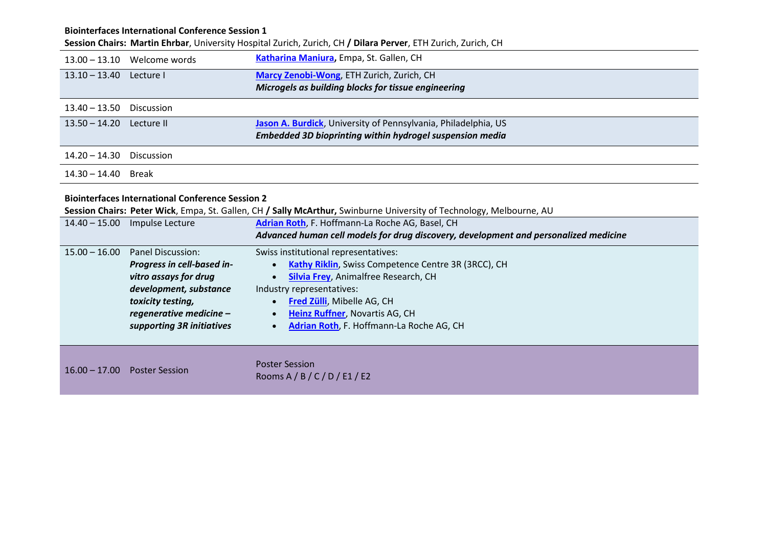### Biointerfaces International Conference Session 1

**Session Chairs: Martin Ehrbar**, University Hospital Zurich, Zurich, CH **/ Dilara Perver**, ETH Zurich, Zurich, CH

| | | |
|---|---|---|
| 13.00 – 13.10 | Welcome words | **Katharina Maniura,** Empa, St. Gallen, CH |
| 13.10 – 13.40 | Lecture I | **Marcy Zenobi-Wong**, ETH Zurich, Zurich, CH<br>***Microgels as building blocks for tissue engineering*** |
| 13.40 – 13.50 | Discussion | |
| 13.50 – 14.20 | Lecture II | **Jason A. Burdick**, University of Pennsylvania, Philadelphia, US<br>***Embedded 3D bioprinting within hydrogel suspension media*** |
| 14.20 – 14.30 | Discussion | |
| 14.30 – 14.40 | Break | |

### Biointerfaces International Conference Session 2

**Session Chairs: Peter Wick**, Empa, St. Gallen, CH **/ Sally McArthur,** Swinburne University of Technology, Melbourne, AU

| | | |
|---|---|---|
| 14.40 – 15.00 | Impulse Lecture | **Adrian Roth**, F. Hoffmann-La Roche AG, Basel, CH<br>***Advanced human cell models for drug discovery, development and personalized medicine*** |
| 15.00 – 16.00 | Panel Discussion:<br>***Progress in cell-based in-vitro assays for drug development, substance toxicity testing, regenerative medicine – supporting 3R initiatives*** | Swiss institutional representatives:<br>• **Kathy Riklin**, Swiss Competence Centre 3R (3RCC), CH<br>• **Silvia Frey**, Animalfree Research, CH<br>Industry representatives:<br>• **Fred Zülli**, Mibelle AG, CH<br>• **Heinz Ruffner**, Novartis AG, CH<br>• **Adrian Roth**, F. Hoffmann-La Roche AG, CH |
| 16.00 – 17.00 | Poster Session | Poster Session<br>Rooms A / B / C / D / E1 / E2 |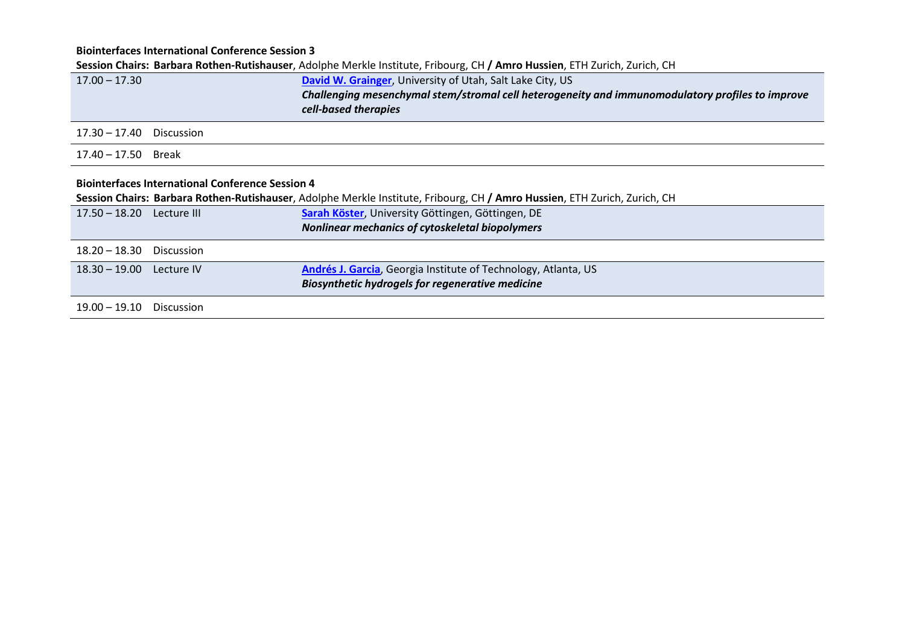**Biointerfaces International Conference Session 3**

**Session Chairs: Barbara Rothen-Rutishauser**, Adolphe Merkle Institute, Fribourg, CH **/ Amro Hussien**, ETH Zurich, Zurich, CH

| | | |
|---|---|---|
| 17.00 – 17.30 | | **David W. Grainger**, University of Utah, Salt Lake City, US<br>***Challenging mesenchymal stem/stromal cell heterogeneity and immunomodulatory profiles to improve cell-based therapies*** |
| 17.30 – 17.40 | Discussion | |
| 17.40 – 17.50 | Break | |

**Biointerfaces International Conference Session 4**

**Session Chairs: Barbara Rothen-Rutishauser**, Adolphe Merkle Institute, Fribourg, CH **/ Amro Hussien**, ETH Zurich, Zurich, CH

| | | |
|---|---|---|
| 17.50 – 18.20 | Lecture III | **Sarah Köster**, University Göttingen, Göttingen, DE<br>***Nonlinear mechanics of cytoskeletal biopolymers*** |
| 18.20 – 18.30 | Discussion | |
| 18.30 – 19.00 | Lecture IV | **Andrés J. Garcia**, Georgia Institute of Technology, Atlanta, US<br>***Biosynthetic hydrogels for regenerative medicine*** |
| 19.00 – 19.10 | Discussion | |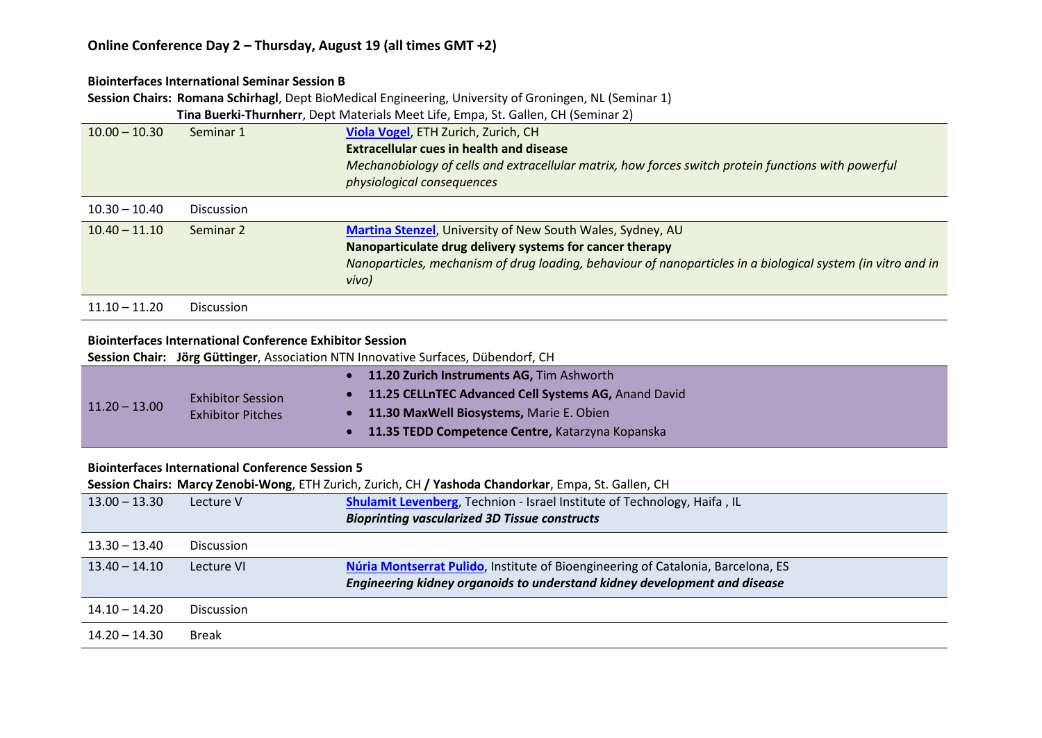## Online Conference Day 2 – Thursday, August 19 (all times GMT +2)

### Biointerfaces International Seminar Session B

**Session Chairs: Romana Schirhagl**, Dept BioMedical Engineering, University of Groningen, NL (Seminar 1)
**Tina Buerki-Thurnherr**, Dept Materials Meet Life, Empa, St. Gallen, CH (Seminar 2)

| | | |
|---|---|---|
| 10.00 – 10.30 | Seminar 1 | **Viola Vogel**, ETH Zurich, Zurich, CH<br>**Extracellular cues in health and disease**<br>*Mechanobiology of cells and extracellular matrix, how forces switch protein functions with powerful physiological consequences* |
| 10.30 – 10.40 | Discussion | |
| 10.40 – 11.10 | Seminar 2 | **Martina Stenzel**, University of New South Wales, Sydney, AU<br>**Nanoparticulate drug delivery systems for cancer therapy**<br>*Nanoparticles, mechanism of drug loading, behaviour of nanoparticles in a biological system (in vitro and in vivo)* |
| 11.10 – 11.20 | Discussion | |

### Biointerfaces International Conference Exhibitor Session

**Session Chair: Jörg Güttinger**, Association NTN Innovative Surfaces, Dübendorf, CH

| | | |
|---|---|---|
| 11.20 – 13.00 | Exhibitor Session<br>Exhibitor Pitches | • **11.20 Zurich Instruments AG,** Tim Ashworth<br>• **11.25 CELLnTEC Advanced Cell Systems AG,** Anand David<br>• **11.30 MaxWell Biosystems,** Marie E. Obien<br>• **11.35 TEDD Competence Centre,** Katarzyna Kopanska |

### Biointerfaces International Conference Session 5

**Session Chairs: Marcy Zenobi-Wong**, ETH Zurich, Zurich, CH **/ Yashoda Chandorkar**, Empa, St. Gallen, CH

| | | |
|---|---|---|
| 13.00 – 13.30 | Lecture V | **Shulamit Levenberg**, Technion - Israel Institute of Technology, Haifa , IL<br>***Bioprinting vascularized 3D Tissue constructs*** |
| 13.30 – 13.40 | Discussion | |
| 13.40 – 14.10 | Lecture VI | **Núria Montserrat Pulido**, Institute of Bioengineering of Catalonia, Barcelona, ES<br>***Engineering kidney organoids to understand kidney development and disease*** |
| 14.10 – 14.20 | Discussion | |
| 14.20 – 14.30 | Break | |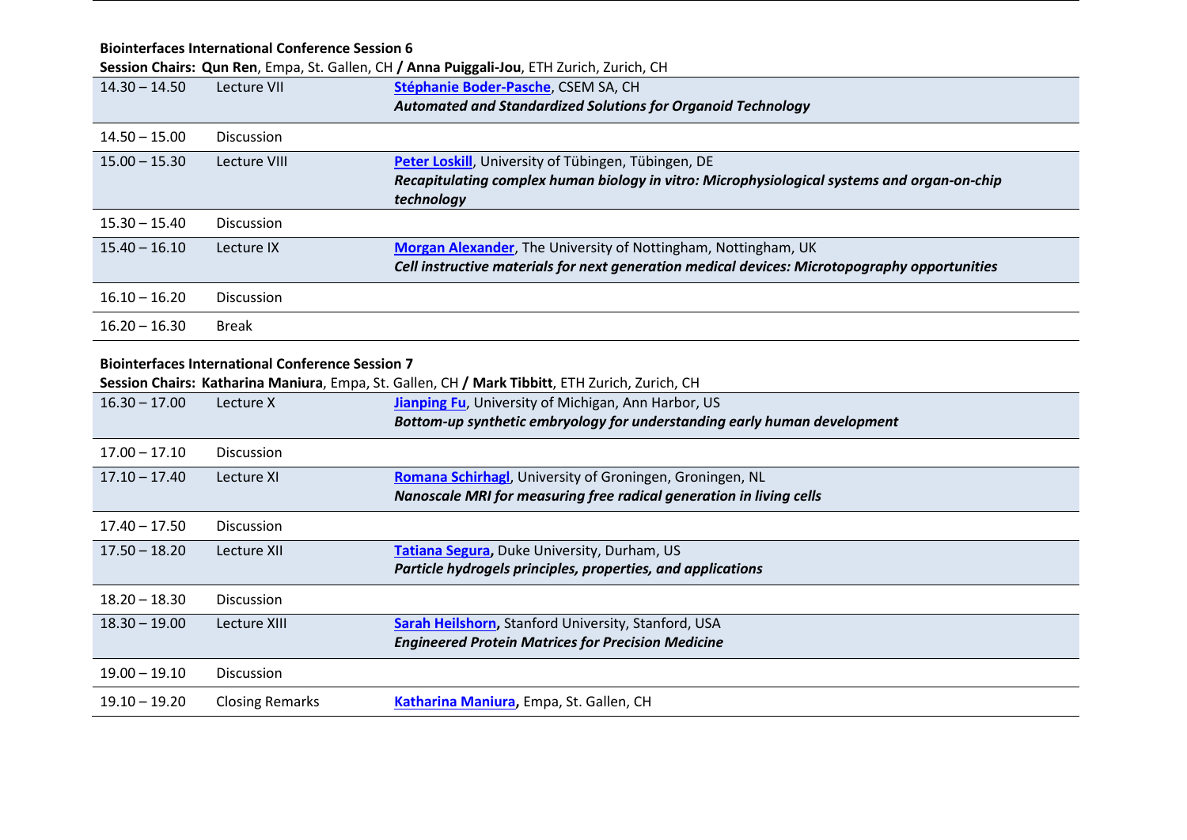**Biointerfaces International Conference Session 6**

**Session Chairs: Qun Ren**, Empa, St. Gallen, CH **/ Anna Puiggali-Jou**, ETH Zurich, Zurich, CH

| | | |
|---|---|---|
| 14.30 – 14.50 | Lecture VII | **Stéphanie Boder-Pasche**, CSEM SA, CH<br>***Automated and Standardized Solutions for Organoid Technology*** |
| 14.50 – 15.00 | Discussion | |
| 15.00 – 15.30 | Lecture VIII | **Peter Loskill**, University of Tübingen, Tübingen, DE<br>***Recapitulating complex human biology in vitro: Microphysiological systems and organ-on-chip technology*** |
| 15.30 – 15.40 | Discussion | |
| 15.40 – 16.10 | Lecture IX | **Morgan Alexander**, The University of Nottingham, Nottingham, UK<br>***Cell instructive materials for next generation medical devices: Microtopography opportunities*** |
| 16.10 – 16.20 | Discussion | |
| 16.20 – 16.30 | Break | |

**Biointerfaces International Conference Session 7**

**Session Chairs: Katharina Maniura**, Empa, St. Gallen, CH **/ Mark Tibbitt**, ETH Zurich, Zurich, CH

| | | |
|---|---|---|
| 16.30 – 17.00 | Lecture X | **Jianping Fu**, University of Michigan, Ann Harbor, US<br>***Bottom-up synthetic embryology for understanding early human development*** |
| 17.00 – 17.10 | Discussion | |
| 17.10 – 17.40 | Lecture XI | **Romana Schirhagl**, University of Groningen, Groningen, NL<br>***Nanoscale MRI for measuring free radical generation in living cells*** |
| 17.40 – 17.50 | Discussion | |
| 17.50 – 18.20 | Lecture XII | **Tatiana Segura,** Duke University, Durham, US<br>***Particle hydrogels principles, properties, and applications*** |
| 18.20 – 18.30 | Discussion | |
| 18.30 – 19.00 | Lecture XIII | **Sarah Heilshorn,** Stanford University, Stanford, USA<br>***Engineered Protein Matrices for Precision Medicine*** |
| 19.00 – 19.10 | Discussion | |
| 19.10 – 19.20 | Closing Remarks | **Katharina Maniura,** Empa, St. Gallen, CH |